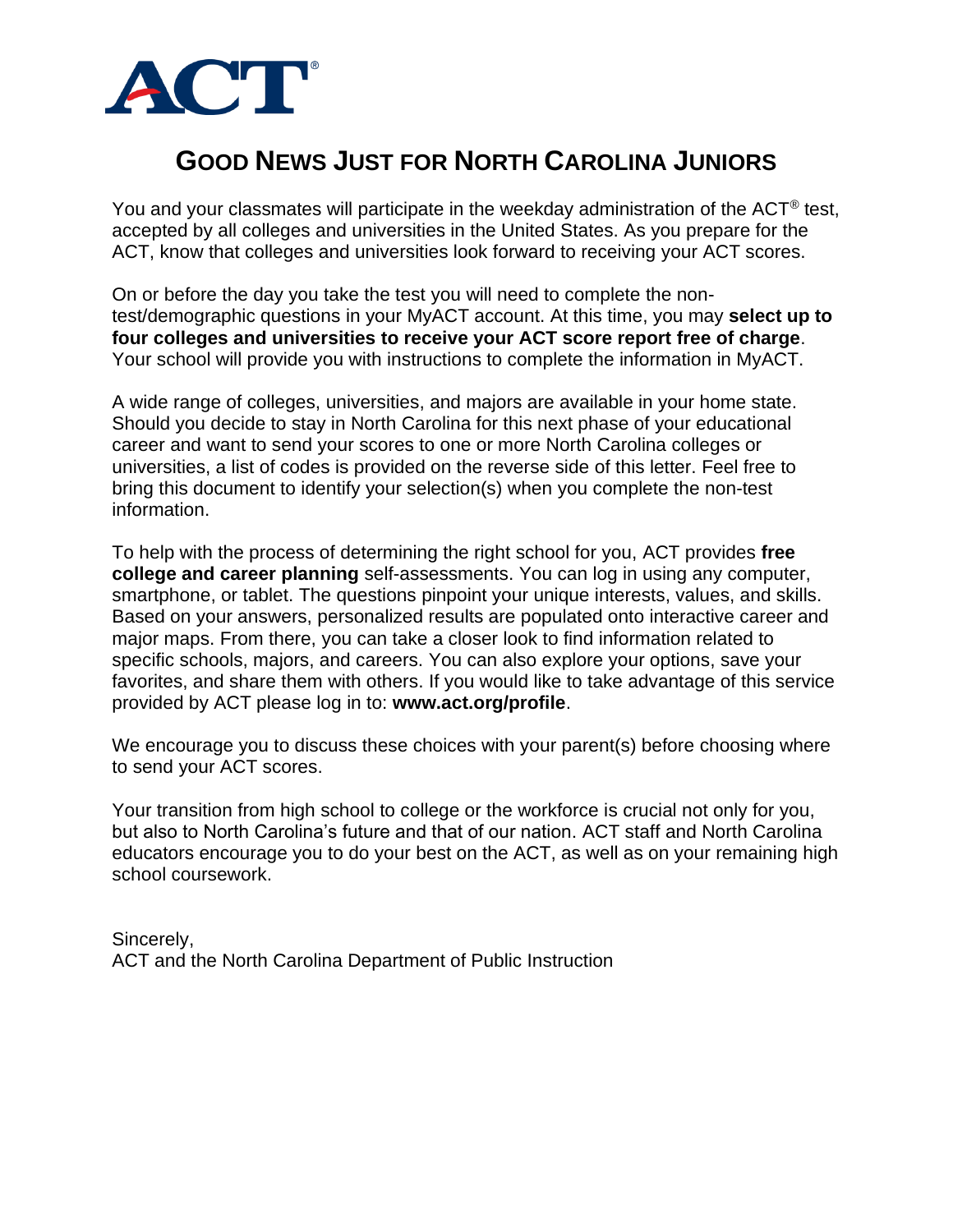ACT®

# GOOD NEWS JUST FOR NORTH CAROLINA JUNIORS

You and your classmates will participate in the weekday administration of the ACT® test, accepted by all colleges and universities in the United States. As you prepare for the ACT, know that colleges and universities look forward to receiving your ACT scores.

On or before the day you take the test you will need to complete the non-test/demographic questions in your MyACT account. At this time, you may **select up to four colleges and universities to receive your ACT score report free of charge**. Your school will provide you with instructions to complete the information in MyACT.

A wide range of colleges, universities, and majors are available in your home state. Should you decide to stay in North Carolina for this next phase of your educational career and want to send your scores to one or more North Carolina colleges or universities, a list of codes is provided on the reverse side of this letter. Feel free to bring this document to identify your selection(s) when you complete the non-test information.

To help with the process of determining the right school for you, ACT provides **free college and career planning** self-assessments. You can log in using any computer, smartphone, or tablet. The questions pinpoint your unique interests, values, and skills. Based on your answers, personalized results are populated onto interactive career and major maps. From there, you can take a closer look to find information related to specific schools, majors, and careers. You can also explore your options, save your favorites, and share them with others. If you would like to take advantage of this service provided by ACT please log in to: **www.act.org/profile**.

We encourage you to discuss these choices with your parent(s) before choosing where to send your ACT scores.

Your transition from high school to college or the workforce is crucial not only for you, but also to North Carolina's future and that of our nation. ACT staff and North Carolina educators encourage you to do your best on the ACT, as well as on your remaining high school coursework.

Sincerely,
ACT and the North Carolina Department of Public Instruction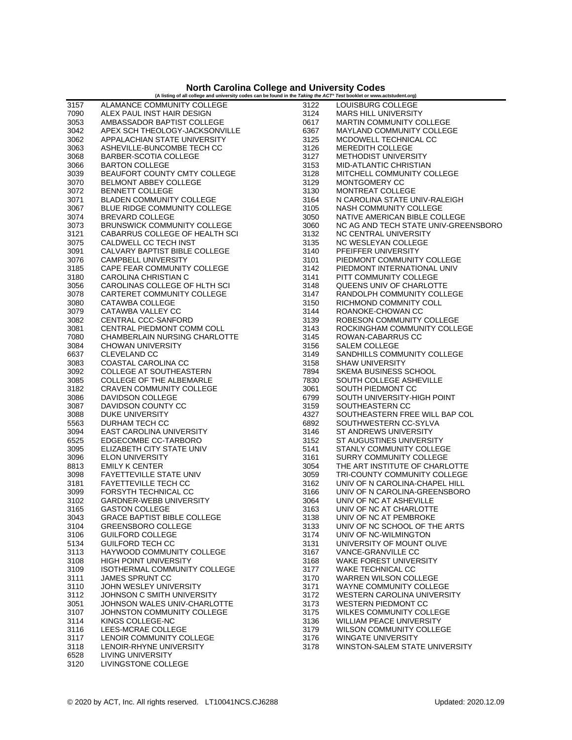# North Carolina College and University Codes

(A listing of all college and university codes can be found in the *Taking the ACT® Test* booklet or www.actstudent.org)

| | |
|---|---|
| 3157 | ALAMANCE COMMUNITY COLLEGE |
| 7090 | ALEX PAUL INST HAIR DESIGN |
| 3053 | AMBASSADOR BAPTIST COLLEGE |
| 3042 | APEX SCH THEOLOGY-JACKSONVILLE |
| 3062 | APPALACHIAN STATE UNIVERSITY |
| 3063 | ASHEVILLE-BUNCOMBE TECH CC |
| 3068 | BARBER-SCOTIA COLLEGE |
| 3066 | BARTON COLLEGE |
| 3039 | BEAUFORT COUNTY CMTY COLLEGE |
| 3070 | BELMONT ABBEY COLLEGE |
| 3072 | BENNETT COLLEGE |
| 3071 | BLADEN COMMUNITY COLLEGE |
| 3067 | BLUE RIDGE COMMUNITY COLLEGE |
| 3074 | BREVARD COLLEGE |
| 3073 | BRUNSWICK COMMUNITY COLLEGE |
| 3121 | CABARRUS COLLEGE OF HEALTH SCI |
| 3075 | CALDWELL CC TECH INST |
| 3091 | CALVARY BAPTIST BIBLE COLLEGE |
| 3076 | CAMPBELL UNIVERSITY |
| 3185 | CAPE FEAR COMMUNITY COLLEGE |
| 3180 | CAROLINA CHRISTIAN C |
| 3056 | CAROLINAS COLLEGE OF HLTH SCI |
| 3078 | CARTERET COMMUNITY COLLEGE |
| 3080 | CATAWBA COLLEGE |
| 3079 | CATAWBA VALLEY CC |
| 3082 | CENTRAL CCC-SANFORD |
| 3081 | CENTRAL PIEDMONT COMM COLL |
| 7080 | CHAMBERLAIN NURSING CHARLOTTE |
| 3084 | CHOWAN UNIVERSITY |
| 6637 | CLEVELAND CC |
| 3083 | COASTAL CAROLINA CC |
| 3092 | COLLEGE AT SOUTHEASTERN |
| 3085 | COLLEGE OF THE ALBEMARLE |
| 3182 | CRAVEN COMMUNITY COLLEGE |
| 3086 | DAVIDSON COLLEGE |
| 3087 | DAVIDSON COUNTY CC |
| 3088 | DUKE UNIVERSITY |
| 5563 | DURHAM TECH CC |
| 3094 | EAST CAROLINA UNIVERSITY |
| 6525 | EDGECOMBE CC-TARBORO |
| 3095 | ELIZABETH CITY STATE UNIV |
| 3096 | ELON UNIVERSITY |
| 8813 | EMILY K CENTER |
| 3098 | FAYETTEVILLE STATE UNIV |
| 3181 | FAYETTEVILLE TECH CC |
| 3099 | FORSYTH TECHNICAL CC |
| 3102 | GARDNER-WEBB UNIVERSITY |
| 3165 | GASTON COLLEGE |
| 3043 | GRACE BAPTIST BIBLE COLLEGE |
| 3104 | GREENSBORO COLLEGE |
| 3106 | GUILFORD COLLEGE |
| 5134 | GUILFORD TECH CC |
| 3113 | HAYWOOD COMMUNITY COLLEGE |
| 3108 | HIGH POINT UNIVERSITY |
| 3109 | ISOTHERMAL COMMUNITY COLLEGE |
| 3111 | JAMES SPRUNT CC |
| 3110 | JOHN WESLEY UNIVERSITY |
| 3112 | JOHNSON C SMITH UNIVERSITY |
| 3051 | JOHNSON WALES UNIV-CHARLOTTE |
| 3107 | JOHNSTON COMMUNITY COLLEGE |
| 3114 | KINGS COLLEGE-NC |
| 3116 | LEES-MCRAE COLLEGE |
| 3117 | LENOIR COMMUNITY COLLEGE |
| 3118 | LENOIR-RHYNE UNIVERSITY |
| 6528 | LIVING UNIVERSITY |
| 3120 | LIVINGSTONE COLLEGE |
| 3122 | LOUISBURG COLLEGE |
| 3124 | MARS HILL UNIVERSITY |
| 0617 | MARTIN COMMUNITY COLLEGE |
| 6367 | MAYLAND COMMUNITY COLLEGE |
| 3125 | MCDOWELL TECHNICAL CC |
| 3126 | MEREDITH COLLEGE |
| 3127 | METHODIST UNIVERSITY |
| 3153 | MID-ATLANTIC CHRISTIAN |
| 3128 | MITCHELL COMMUNITY COLLEGE |
| 3129 | MONTGOMERY CC |
| 3130 | MONTREAT COLLEGE |
| 3164 | N CAROLINA STATE UNIV-RALEIGH |
| 3105 | NASH COMMUNITY COLLEGE |
| 3050 | NATIVE AMERICAN BIBLE COLLEGE |
| 3060 | NC AG AND TECH STATE UNIV-GREENSBORO |
| 3132 | NC CENTRAL UNIVERSITY |
| 3135 | NC WESLEYAN COLLEGE |
| 3140 | PFEIFFER UNIVERSITY |
| 3101 | PIEDMONT COMMUNITY COLLEGE |
| 3142 | PIEDMONT INTERNATIONAL UNIV |
| 3141 | PITT COMMUNITY COLLEGE |
| 3148 | QUEENS UNIV OF CHARLOTTE |
| 3147 | RANDOLPH COMMUNITY COLLEGE |
| 3150 | RICHMOND COMMNITY COLL |
| 3144 | ROANOKE-CHOWAN CC |
| 3139 | ROBESON COMMUNITY COLLEGE |
| 3143 | ROCKINGHAM COMMUNITY COLLEGE |
| 3145 | ROWAN-CABARRUS CC |
| 3156 | SALEM COLLEGE |
| 3149 | SANDHILLS COMMUNITY COLLEGE |
| 3158 | SHAW UNIVERSITY |
| 7894 | SKEMA BUSINESS SCHOOL |
| 7830 | SOUTH COLLEGE ASHEVILLE |
| 3061 | SOUTH PIEDMONT CC |
| 6799 | SOUTH UNIVERSITY-HIGH POINT |
| 3159 | SOUTHEASTERN CC |
| 4327 | SOUTHEASTERN FREE WILL BAP COL |
| 6892 | SOUTHWESTERN CC-SYLVA |
| 3146 | ST ANDREWS UNIVERSITY |
| 3152 | ST AUGUSTINES UNIVERSITY |
| 5141 | STANLY COMMUNITY COLLEGE |
| 3161 | SURRY COMMUNITY COLLEGE |
| 3054 | THE ART INSTITUTE OF CHARLOTTE |
| 3059 | TRI-COUNTY COMMUNITY COLLEGE |
| 3162 | UNIV OF N CAROLINA-CHAPEL HILL |
| 3166 | UNIV OF N CAROLINA-GREENSBORO |
| 3064 | UNIV OF NC AT ASHEVILLE |
| 3163 | UNIV OF NC AT CHARLOTTE |
| 3138 | UNIV OF NC AT PEMBROKE |
| 3133 | UNIV OF NC SCHOOL OF THE ARTS |
| 3174 | UNIV OF NC-WILMINGTON |
| 3131 | UNIVERSITY OF MOUNT OLIVE |
| 3167 | VANCE-GRANVILLE CC |
| 3168 | WAKE FOREST UNIVERSITY |
| 3177 | WAKE TECHNICAL CC |
| 3170 | WARREN WILSON COLLEGE |
| 3171 | WAYNE COMMUNITY COLLEGE |
| 3172 | WESTERN CAROLINA UNIVERSITY |
| 3173 | WESTERN PIEDMONT CC |
| 3175 | WILKES COMMUNITY COLLEGE |
| 3136 | WILLIAM PEACE UNIVERSITY |
| 3179 | WILSON COMMUNITY COLLEGE |
| 3176 | WINGATE UNIVERSITY |
| 3178 | WINSTON-SALEM STATE UNIVERSITY |

© 2020 by ACT, Inc. All rights reserved. LT10041NCS.CJ6288 Updated: 2020.12.09